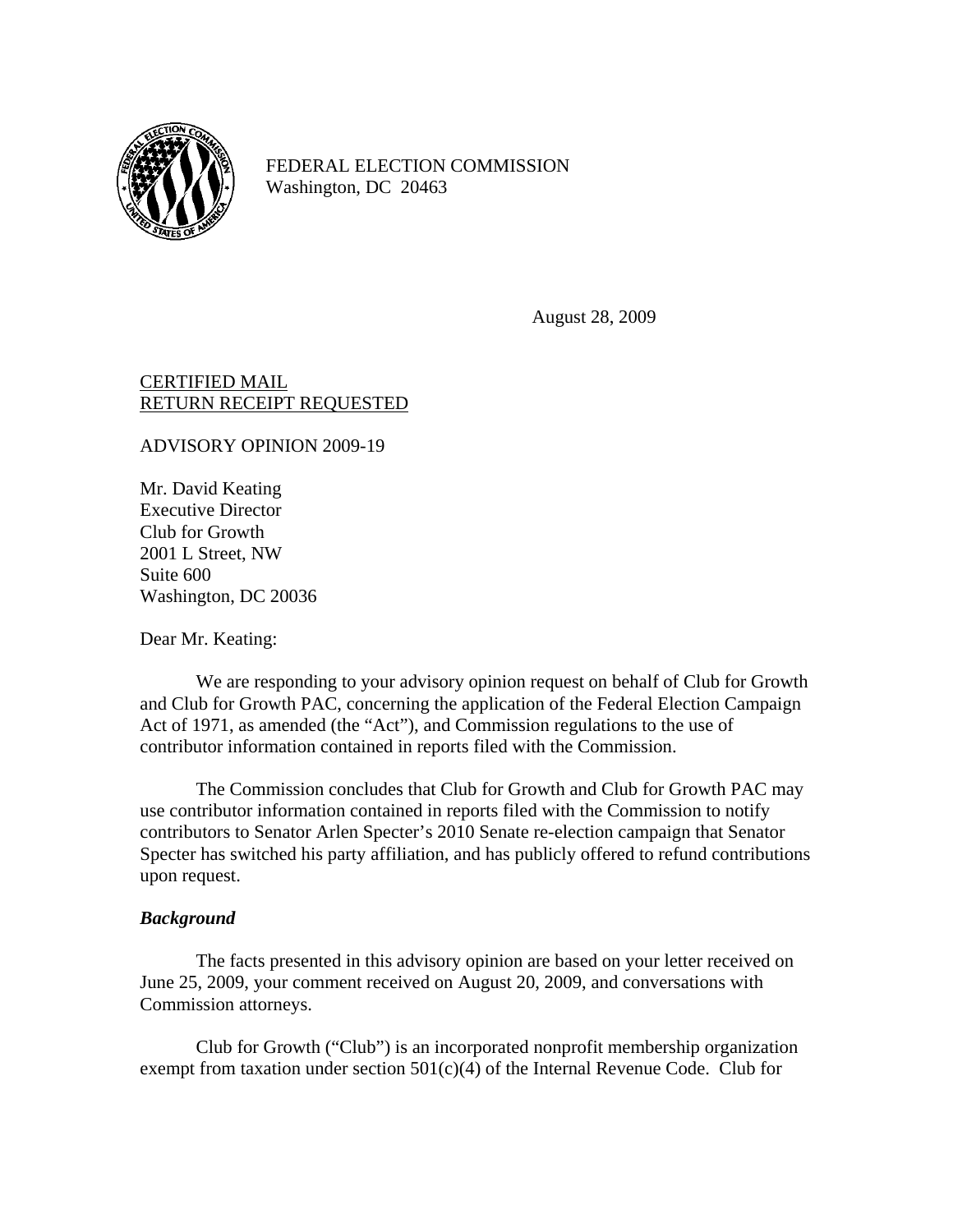FEDERAL ELECTION COMMISSION
Washington, DC 20463

August 28, 2009

CERTIFIED MAIL
RETURN RECEIPT REQUESTED

ADVISORY OPINION 2009-19

Mr. David Keating
Executive Director
Club for Growth
2001 L Street, NW
Suite 600
Washington, DC 20036

Dear Mr. Keating:

We are responding to your advisory opinion request on behalf of Club for Growth and Club for Growth PAC, concerning the application of the Federal Election Campaign Act of 1971, as amended (the "Act"), and Commission regulations to the use of contributor information contained in reports filed with the Commission.

The Commission concludes that Club for Growth and Club for Growth PAC may use contributor information contained in reports filed with the Commission to notify contributors to Senator Arlen Specter's 2010 Senate re-election campaign that Senator Specter has switched his party affiliation, and has publicly offered to refund contributions upon request.

***Background***

The facts presented in this advisory opinion are based on your letter received on June 25, 2009, your comment received on August 20, 2009, and conversations with Commission attorneys.

Club for Growth ("Club") is an incorporated nonprofit membership organization exempt from taxation under section 501(c)(4) of the Internal Revenue Code. Club for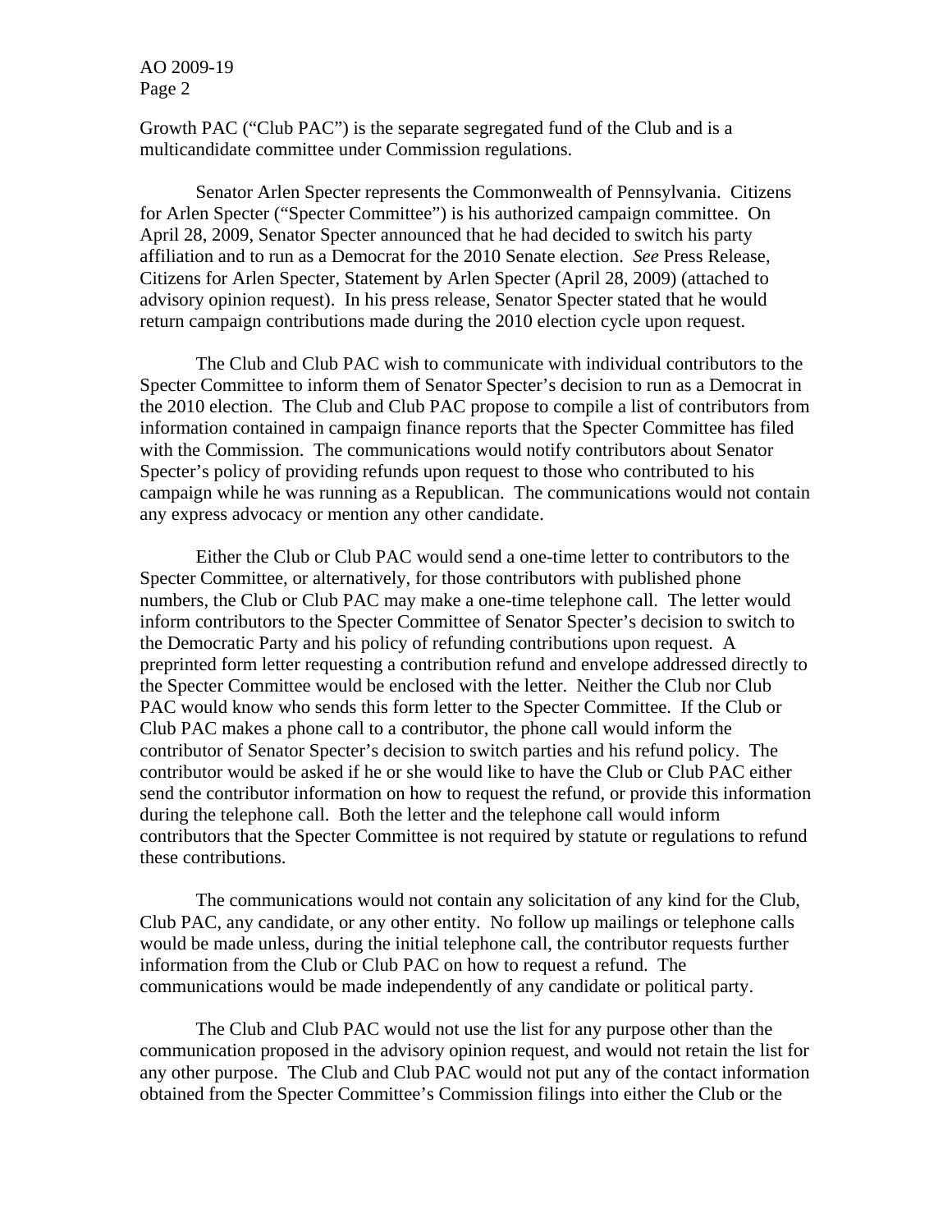Growth PAC ("Club PAC") is the separate segregated fund of the Club and is a multicandidate committee under Commission regulations.

Senator Arlen Specter represents the Commonwealth of Pennsylvania. Citizens for Arlen Specter ("Specter Committee") is his authorized campaign committee. On April 28, 2009, Senator Specter announced that he had decided to switch his party affiliation and to run as a Democrat for the 2010 Senate election. *See* Press Release, Citizens for Arlen Specter, Statement by Arlen Specter (April 28, 2009) (attached to advisory opinion request). In his press release, Senator Specter stated that he would return campaign contributions made during the 2010 election cycle upon request.

The Club and Club PAC wish to communicate with individual contributors to the Specter Committee to inform them of Senator Specter's decision to run as a Democrat in the 2010 election. The Club and Club PAC propose to compile a list of contributors from information contained in campaign finance reports that the Specter Committee has filed with the Commission. The communications would notify contributors about Senator Specter's policy of providing refunds upon request to those who contributed to his campaign while he was running as a Republican. The communications would not contain any express advocacy or mention any other candidate.

Either the Club or Club PAC would send a one-time letter to contributors to the Specter Committee, or alternatively, for those contributors with published phone numbers, the Club or Club PAC may make a one-time telephone call. The letter would inform contributors to the Specter Committee of Senator Specter's decision to switch to the Democratic Party and his policy of refunding contributions upon request. A preprinted form letter requesting a contribution refund and envelope addressed directly to the Specter Committee would be enclosed with the letter. Neither the Club nor Club PAC would know who sends this form letter to the Specter Committee. If the Club or Club PAC makes a phone call to a contributor, the phone call would inform the contributor of Senator Specter's decision to switch parties and his refund policy. The contributor would be asked if he or she would like to have the Club or Club PAC either send the contributor information on how to request the refund, or provide this information during the telephone call. Both the letter and the telephone call would inform contributors that the Specter Committee is not required by statute or regulations to refund these contributions.

The communications would not contain any solicitation of any kind for the Club, Club PAC, any candidate, or any other entity. No follow up mailings or telephone calls would be made unless, during the initial telephone call, the contributor requests further information from the Club or Club PAC on how to request a refund. The communications would be made independently of any candidate or political party.

The Club and Club PAC would not use the list for any purpose other than the communication proposed in the advisory opinion request, and would not retain the list for any other purpose. The Club and Club PAC would not put any of the contact information obtained from the Specter Committee's Commission filings into either the Club or the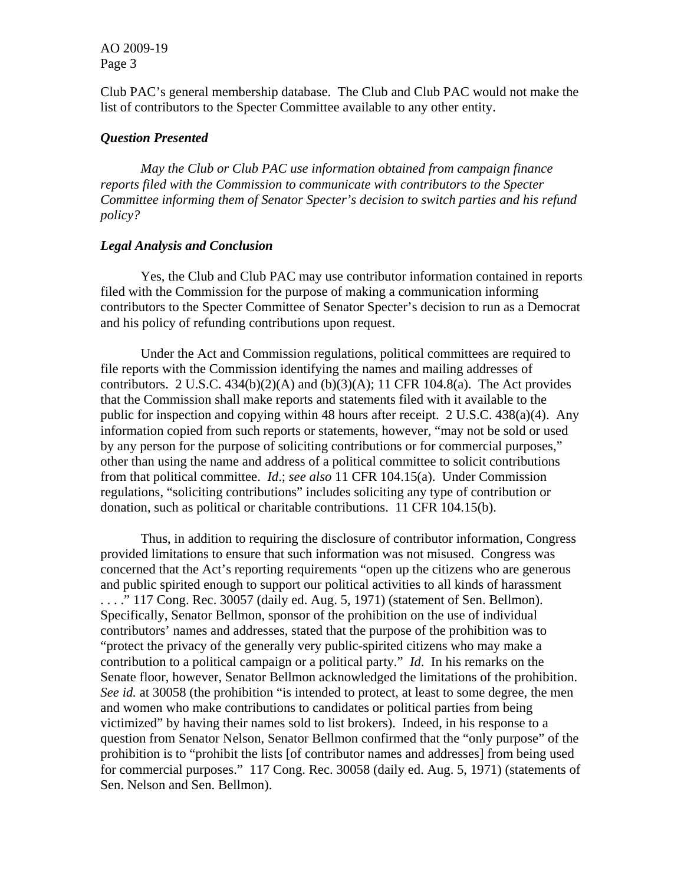Club PAC's general membership database. The Club and Club PAC would not make the list of contributors to the Specter Committee available to any other entity.

### *Question Presented*

*May the Club or Club PAC use information obtained from campaign finance reports filed with the Commission to communicate with contributors to the Specter Committee informing them of Senator Specter's decision to switch parties and his refund policy?*

### *Legal Analysis and Conclusion*

Yes, the Club and Club PAC may use contributor information contained in reports filed with the Commission for the purpose of making a communication informing contributors to the Specter Committee of Senator Specter's decision to run as a Democrat and his policy of refunding contributions upon request.

Under the Act and Commission regulations, political committees are required to file reports with the Commission identifying the names and mailing addresses of contributors. 2 U.S.C. 434(b)(2)(A) and (b)(3)(A); 11 CFR 104.8(a). The Act provides that the Commission shall make reports and statements filed with it available to the public for inspection and copying within 48 hours after receipt. 2 U.S.C. 438(a)(4). Any information copied from such reports or statements, however, "may not be sold or used by any person for the purpose of soliciting contributions or for commercial purposes," other than using the name and address of a political committee to solicit contributions from that political committee. *Id*.; *see also* 11 CFR 104.15(a). Under Commission regulations, "soliciting contributions" includes soliciting any type of contribution or donation, such as political or charitable contributions. 11 CFR 104.15(b).

Thus, in addition to requiring the disclosure of contributor information, Congress provided limitations to ensure that such information was not misused. Congress was concerned that the Act's reporting requirements "open up the citizens who are generous and public spirited enough to support our political activities to all kinds of harassment . . . ." 117 Cong. Rec. 30057 (daily ed. Aug. 5, 1971) (statement of Sen. Bellmon). Specifically, Senator Bellmon, sponsor of the prohibition on the use of individual contributors' names and addresses, stated that the purpose of the prohibition was to "protect the privacy of the generally very public-spirited citizens who may make a contribution to a political campaign or a political party." *Id*. In his remarks on the Senate floor, however, Senator Bellmon acknowledged the limitations of the prohibition. *See id.* at 30058 (the prohibition "is intended to protect, at least to some degree, the men and women who make contributions to candidates or political parties from being victimized" by having their names sold to list brokers). Indeed, in his response to a question from Senator Nelson, Senator Bellmon confirmed that the "only purpose" of the prohibition is to "prohibit the lists [of contributor names and addresses] from being used for commercial purposes." 117 Cong. Rec. 30058 (daily ed. Aug. 5, 1971) (statements of Sen. Nelson and Sen. Bellmon).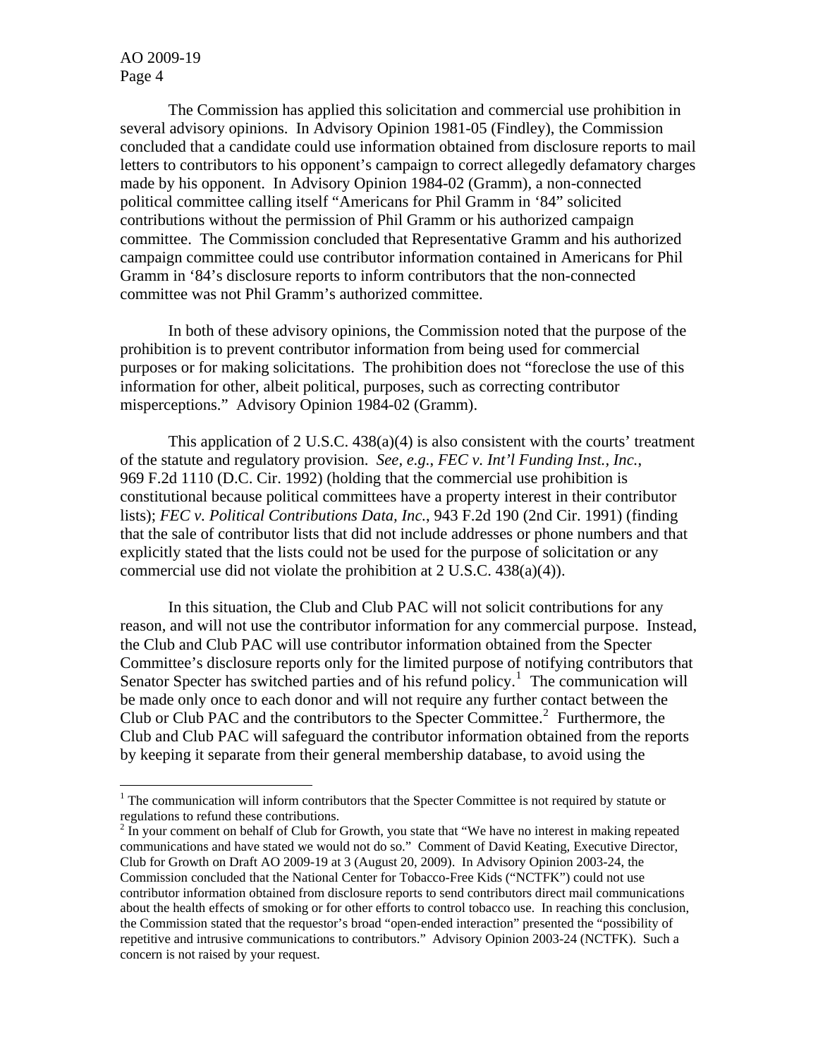The Commission has applied this solicitation and commercial use prohibition in several advisory opinions. In Advisory Opinion 1981-05 (Findley), the Commission concluded that a candidate could use information obtained from disclosure reports to mail letters to contributors to his opponent's campaign to correct allegedly defamatory charges made by his opponent. In Advisory Opinion 1984-02 (Gramm), a non-connected political committee calling itself "Americans for Phil Gramm in '84" solicited contributions without the permission of Phil Gramm or his authorized campaign committee. The Commission concluded that Representative Gramm and his authorized campaign committee could use contributor information contained in Americans for Phil Gramm in '84's disclosure reports to inform contributors that the non-connected committee was not Phil Gramm's authorized committee.

In both of these advisory opinions, the Commission noted that the purpose of the prohibition is to prevent contributor information from being used for commercial purposes or for making solicitations. The prohibition does not "foreclose the use of this information for other, albeit political, purposes, such as correcting contributor misperceptions." Advisory Opinion 1984-02 (Gramm).

This application of 2 U.S.C. 438(a)(4) is also consistent with the courts' treatment of the statute and regulatory provision. *See, e.g.*, *FEC v. Int'l Funding Inst., Inc.*, 969 F.2d 1110 (D.C. Cir. 1992) (holding that the commercial use prohibition is constitutional because political committees have a property interest in their contributor lists); *FEC v. Political Contributions Data, Inc.*, 943 F.2d 190 (2nd Cir. 1991) (finding that the sale of contributor lists that did not include addresses or phone numbers and that explicitly stated that the lists could not be used for the purpose of solicitation or any commercial use did not violate the prohibition at 2 U.S.C. 438(a)(4)).

In this situation, the Club and Club PAC will not solicit contributions for any reason, and will not use the contributor information for any commercial purpose. Instead, the Club and Club PAC will use contributor information obtained from the Specter Committee's disclosure reports only for the limited purpose of notifying contributors that Senator Specter has switched parties and of his refund policy.[1] The communication will be made only once to each donor and will not require any further contact between the Club or Club PAC and the contributors to the Specter Committee.[2] Furthermore, the Club and Club PAC will safeguard the contributor information obtained from the reports by keeping it separate from their general membership database, to avoid using the

---

[1] The communication will inform contributors that the Specter Committee is not required by statute or regulations to refund these contributions.

[2] In your comment on behalf of Club for Growth, you state that "We have no interest in making repeated communications and have stated we would not do so." Comment of David Keating, Executive Director, Club for Growth on Draft AO 2009-19 at 3 (August 20, 2009). In Advisory Opinion 2003-24, the Commission concluded that the National Center for Tobacco-Free Kids ("NCTFK") could not use contributor information obtained from disclosure reports to send contributors direct mail communications about the health effects of smoking or for other efforts to control tobacco use. In reaching this conclusion, the Commission stated that the requestor's broad "open-ended interaction" presented the "possibility of repetitive and intrusive communications to contributors." Advisory Opinion 2003-24 (NCTFK). Such a concern is not raised by your request.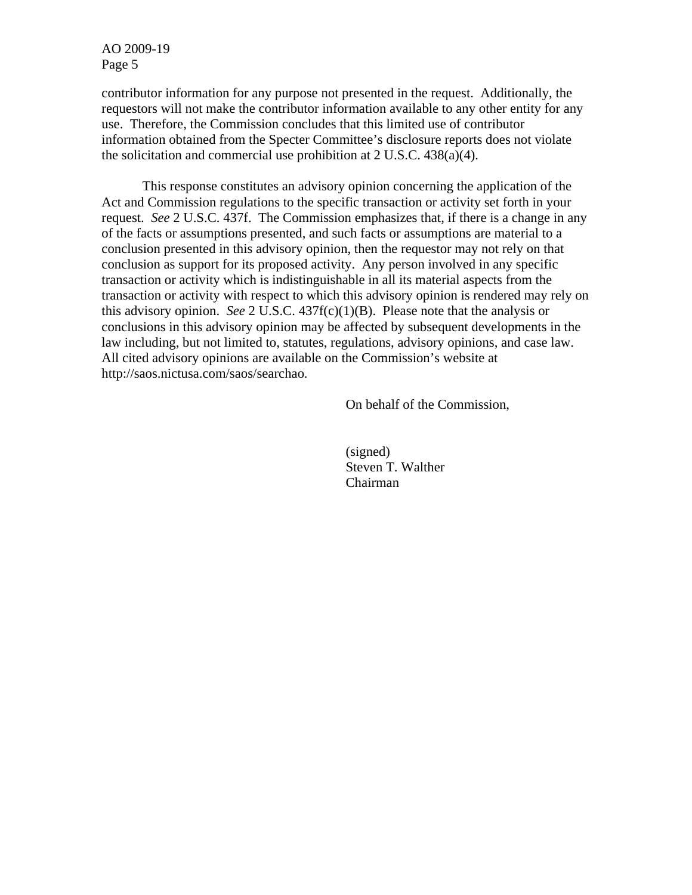contributor information for any purpose not presented in the request. Additionally, the requestors will not make the contributor information available to any other entity for any use. Therefore, the Commission concludes that this limited use of contributor information obtained from the Specter Committee's disclosure reports does not violate the solicitation and commercial use prohibition at 2 U.S.C. 438(a)(4).

This response constitutes an advisory opinion concerning the application of the Act and Commission regulations to the specific transaction or activity set forth in your request. *See* 2 U.S.C. 437f. The Commission emphasizes that, if there is a change in any of the facts or assumptions presented, and such facts or assumptions are material to a conclusion presented in this advisory opinion, then the requestor may not rely on that conclusion as support for its proposed activity. Any person involved in any specific transaction or activity which is indistinguishable in all its material aspects from the transaction or activity with respect to which this advisory opinion is rendered may rely on this advisory opinion. *See* 2 U.S.C. 437f(c)(1)(B). Please note that the analysis or conclusions in this advisory opinion may be affected by subsequent developments in the law including, but not limited to, statutes, regulations, advisory opinions, and case law. All cited advisory opinions are available on the Commission's website at http://saos.nictusa.com/saos/searchao.

On behalf of the Commission,

(signed)
Steven T. Walther
Chairman